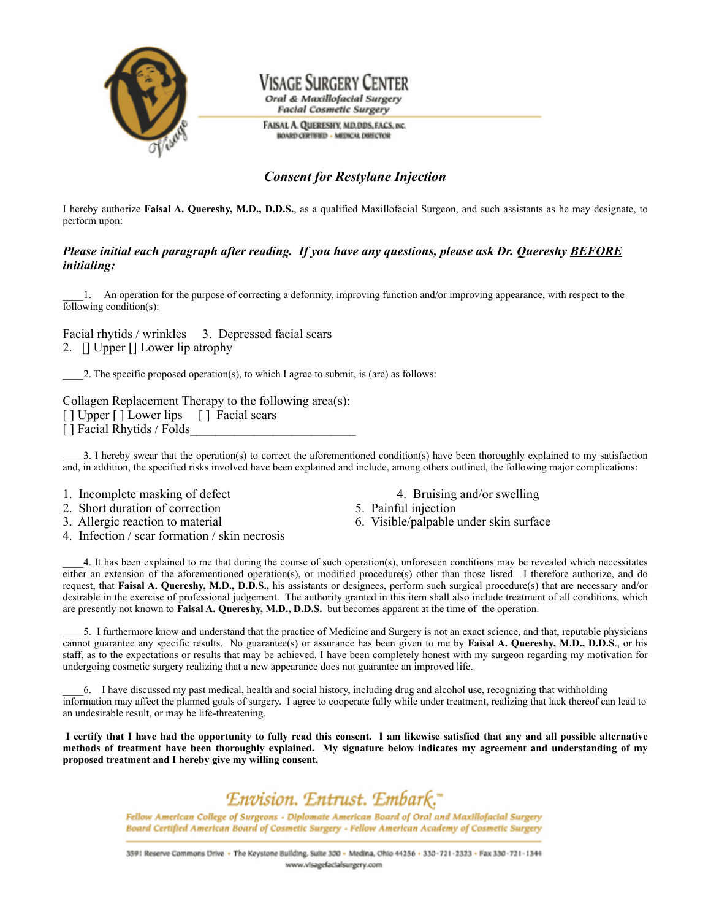# VISAGE SURGERY CENTER

*Oral & Maxillofacial Surgery*
*Facial Cosmetic Surgery*

FAISAL A. QUERESHY, MD, DDS, FACS, INC.
BOARD CERTIFIED • MEDICAL DIRECTOR

## *Consent for Restylane Injection*

I hereby authorize **Faisal A. Quereshy, M.D., D.D.S.**, as a qualified Maxillofacial Surgeon, and such assistants as he may designate, to perform upon:

***Please initial each paragraph after reading. If you have any questions, please ask Dr. Quereshy <u>BEFORE</u> initialing:***

____1. An operation for the purpose of correcting a deformity, improving function and/or improving appearance, with respect to the following condition(s):

Facial rhytids / wrinkles 3. Depressed facial scars
2. [] Upper [] Lower lip atrophy

____2. The specific proposed operation(s), to which I agree to submit, is (are) as follows:

Collagen Replacement Therapy to the following area(s):
[ ] Upper [ ] Lower lips [ ] Facial scars
[ ] Facial Rhytids / Folds___________________________

____3. I hereby swear that the operation(s) to correct the aforementioned condition(s) have been thoroughly explained to my satisfaction and, in addition, the specified risks involved have been explained and include, among others outlined, the following major complications:

1. Incomplete masking of defect
2. Short duration of correction
3. Allergic reaction to material
4. Infection / scar formation / skin necrosis
4. Bruising and/or swelling
5. Painful injection
6. Visible/palpable under skin surface

____4. It has been explained to me that during the course of such operation(s), unforeseen conditions may be revealed which necessitates either an extension of the aforementioned operation(s), or modified procedure(s) other than those listed. I therefore authorize, and do request, that **Faisal A. Quereshy, M.D., D.D.S.,** his assistants or designees, perform such surgical procedure(s) that are necessary and/or desirable in the exercise of professional judgement. The authority granted in this item shall also include treatment of all conditions, which are presently not known to **Faisal A. Quereshy, M.D., D.D.S.** but becomes apparent at the time of the operation.

____5. I furthermore know and understand that the practice of Medicine and Surgery is not an exact science, and that, reputable physicians cannot guarantee any specific results. No guarantee(s) or assurance has been given to me by **Faisal A. Quereshy, M.D., D.D.S**., or his staff, as to the expectations or results that may be achieved. I have been completely honest with my surgeon regarding my motivation for undergoing cosmetic surgery realizing that a new appearance does not guarantee an improved life.

____6. I have discussed my past medical, health and social history, including drug and alcohol use, recognizing that withholding information may affect the planned goals of surgery. I agree to cooperate fully while under treatment, realizing that lack thereof can lead to an undesirable result, or may be life-threatening.

**I certify that I have had the opportunity to fully read this consent. I am likewise satisfied that any and all possible alternative methods of treatment have been thoroughly explained. My signature below indicates my agreement and understanding of my proposed treatment and I hereby give my willing consent.**

*Envision. Entrust. Embark.™*

*Fellow American College of Surgeons • Diplomate American Board of Oral and Maxillofacial Surgery*
*Board Certified American Board of Cosmetic Surgery • Fellow American Academy of Cosmetic Surgery*

3591 Reserve Commons Drive • The Keystone Building, Suite 300 • Medina, Ohio 44256 • 330-721-2323 • Fax 330-721-1344
www.visagefacialsurgery.com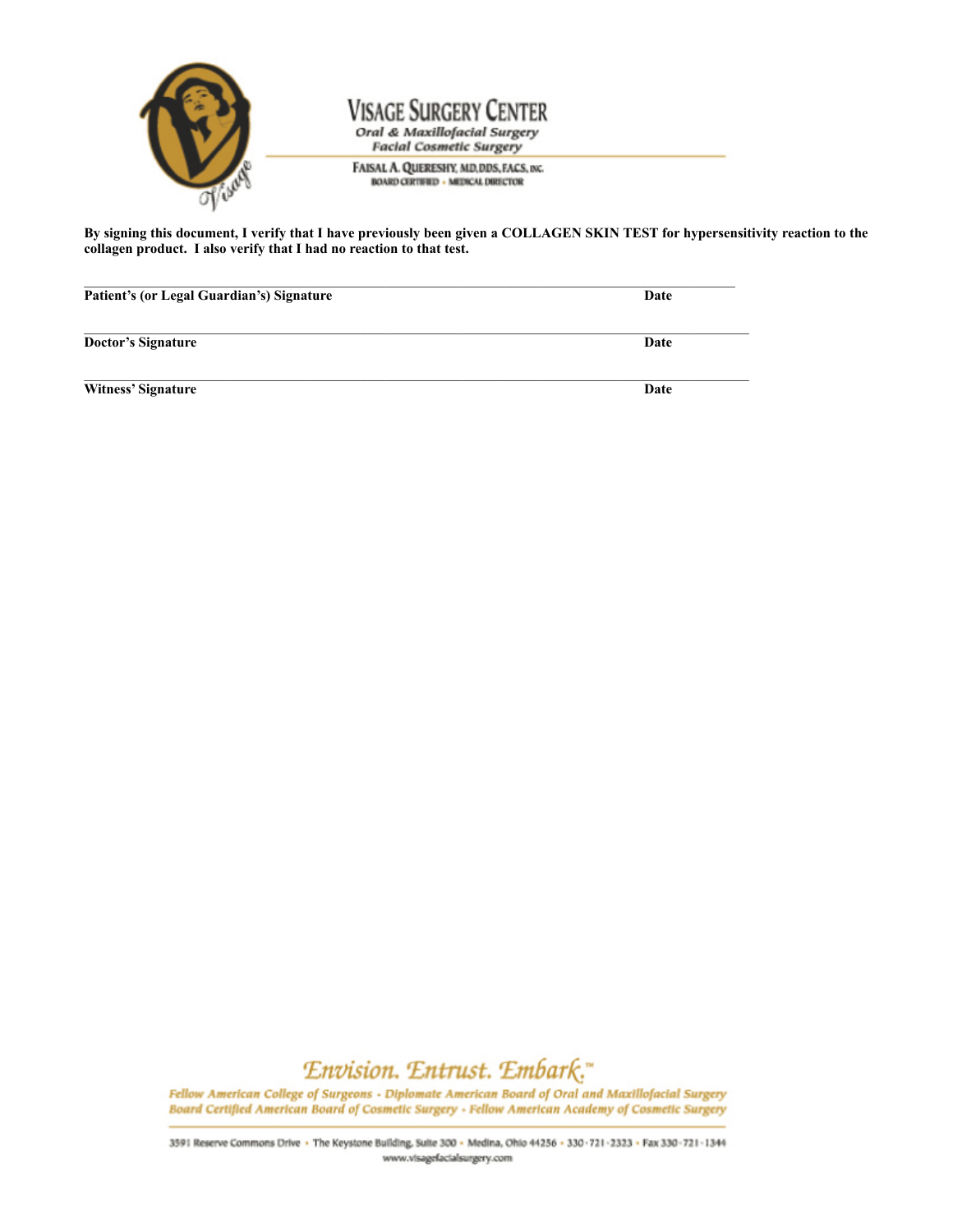# VISAGE SURGERY CENTER

*Oral & Maxillofacial Surgery*
*Facial Cosmetic Surgery*

FAISAL A. QUERESHY, MD, DDS, FACS, INC.
BOARD CERTIFIED • MEDICAL DIRECTOR

**By signing this document, I verify that I have previously been given a COLLAGEN SKIN TEST for hypersensitivity reaction to the collagen product. I also verify that I had no reaction to that test.**

\_\_\_\_\_\_\_\_\_\_\_\_\_\_\_\_\_\_\_\_\_\_\_\_\_\_\_\_\_\_\_\_\_\_\_\_\_\_\_\_\_\_\_\_\_\_\_\_\_\_\_\_\_\_\_\_\_\_\_\_\_\_\_\_\_\_\_\_\_\_\_\_
**Patient's (or Legal Guardian's) Signature** **Date**

\_\_\_\_\_\_\_\_\_\_\_\_\_\_\_\_\_\_\_\_\_\_\_\_\_\_\_\_\_\_\_\_\_\_\_\_\_\_\_\_\_\_\_\_\_\_\_\_\_\_\_\_\_\_\_\_\_\_\_\_\_\_\_\_\_\_\_\_\_\_\_\_
**Doctor's Signature** **Date**

\_\_\_\_\_\_\_\_\_\_\_\_\_\_\_\_\_\_\_\_\_\_\_\_\_\_\_\_\_\_\_\_\_\_\_\_\_\_\_\_\_\_\_\_\_\_\_\_\_\_\_\_\_\_\_\_\_\_\_\_\_\_\_\_\_\_\_\_\_\_\_\_
**Witness' Signature** **Date**

*Envision. Entrust. Embark.*™

*Fellow American College of Surgeons • Diplomate American Board of Oral and Maxillofacial Surgery*
*Board Certified American Board of Cosmetic Surgery • Fellow American Academy of Cosmetic Surgery*

3591 Reserve Commons Drive • The Keystone Building, Suite 300 • Medina, Ohio 44256 • 330-721-2323 • Fax 330-721-1344
www.visagefacialsurgery.com